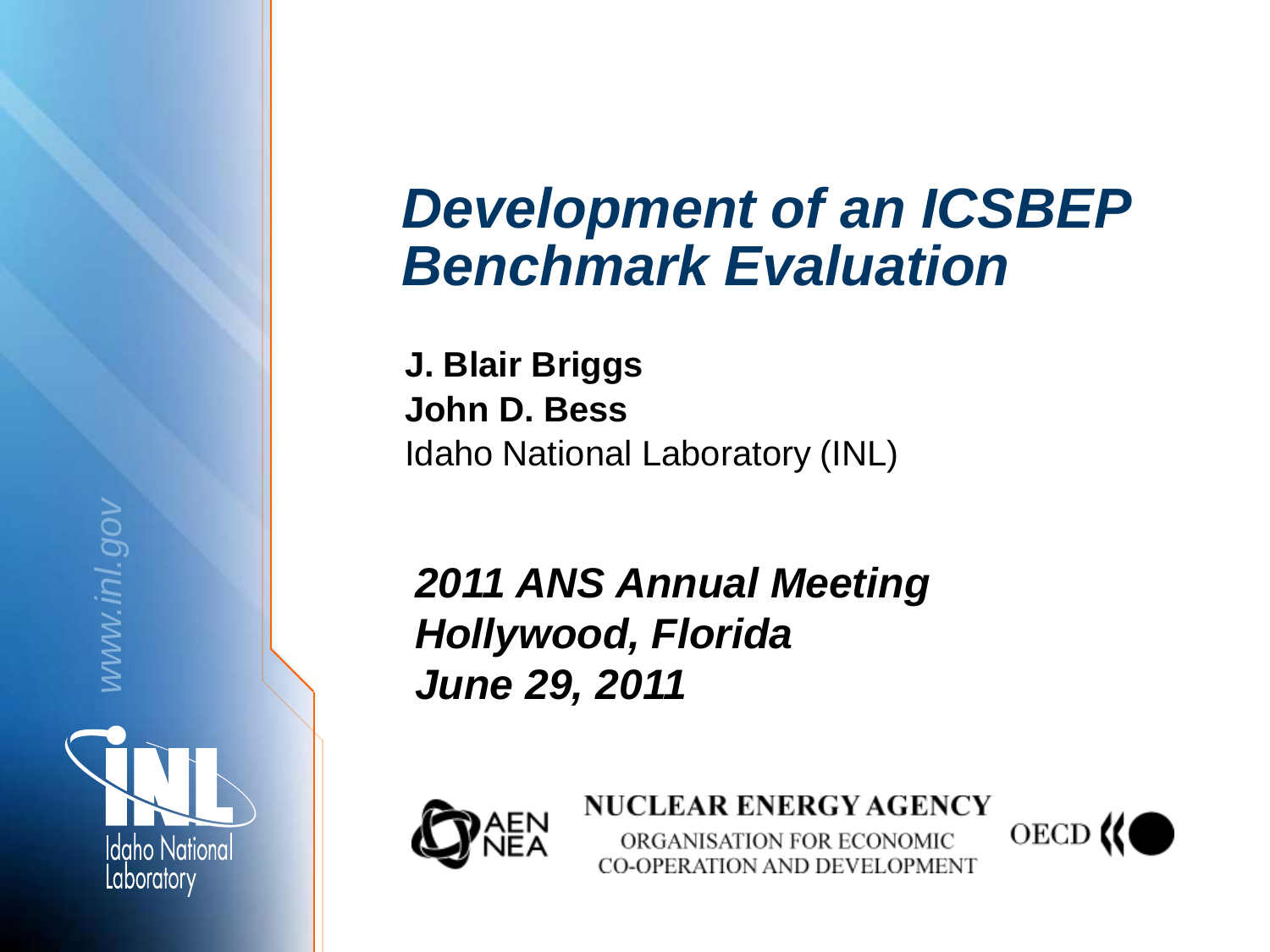# Development of an ICSBEP Benchmark Evaluation

**J. Blair Briggs**
**John D. Bess**
Idaho National Laboratory (INL)

***2011 ANS Annual Meeting***
***Hollywood, Florida***
***June 29, 2011***

NUCLEAR ENERGY AGENCY
ORGANISATION FOR ECONOMIC CO-OPERATION AND DEVELOPMENT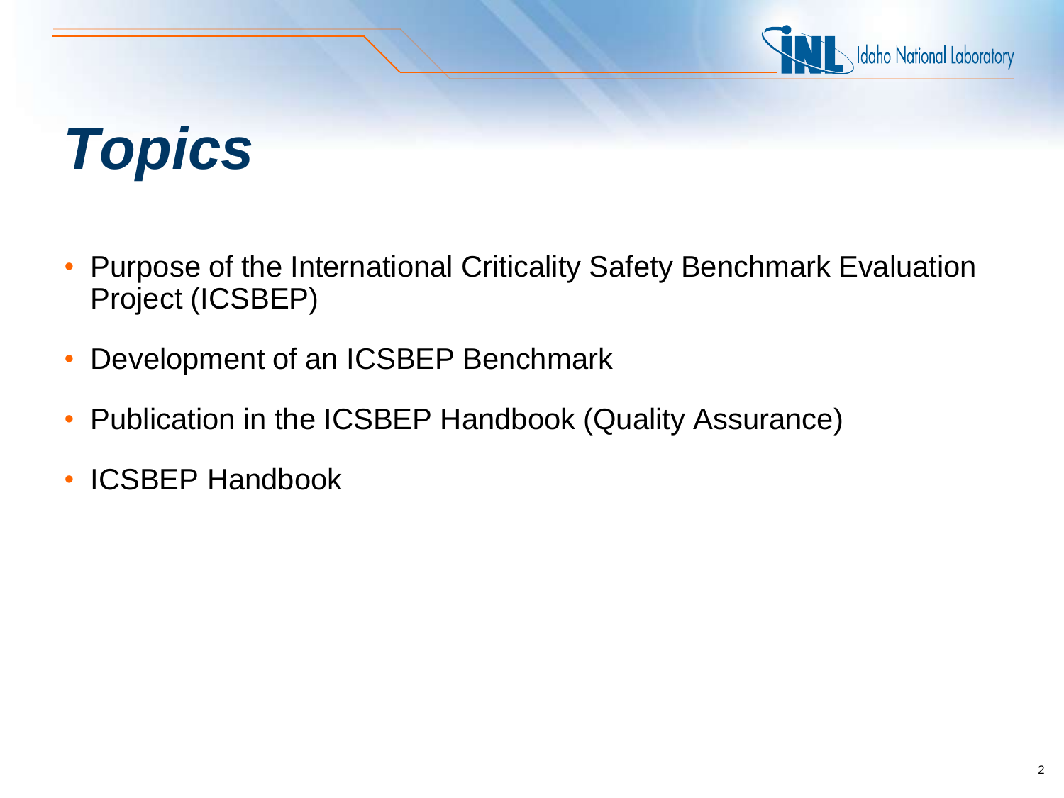# *Topics*

- Purpose of the International Criticality Safety Benchmark Evaluation Project (ICSBEP)
- Development of an ICSBEP Benchmark
- Publication in the ICSBEP Handbook (Quality Assurance)
- ICSBEP Handbook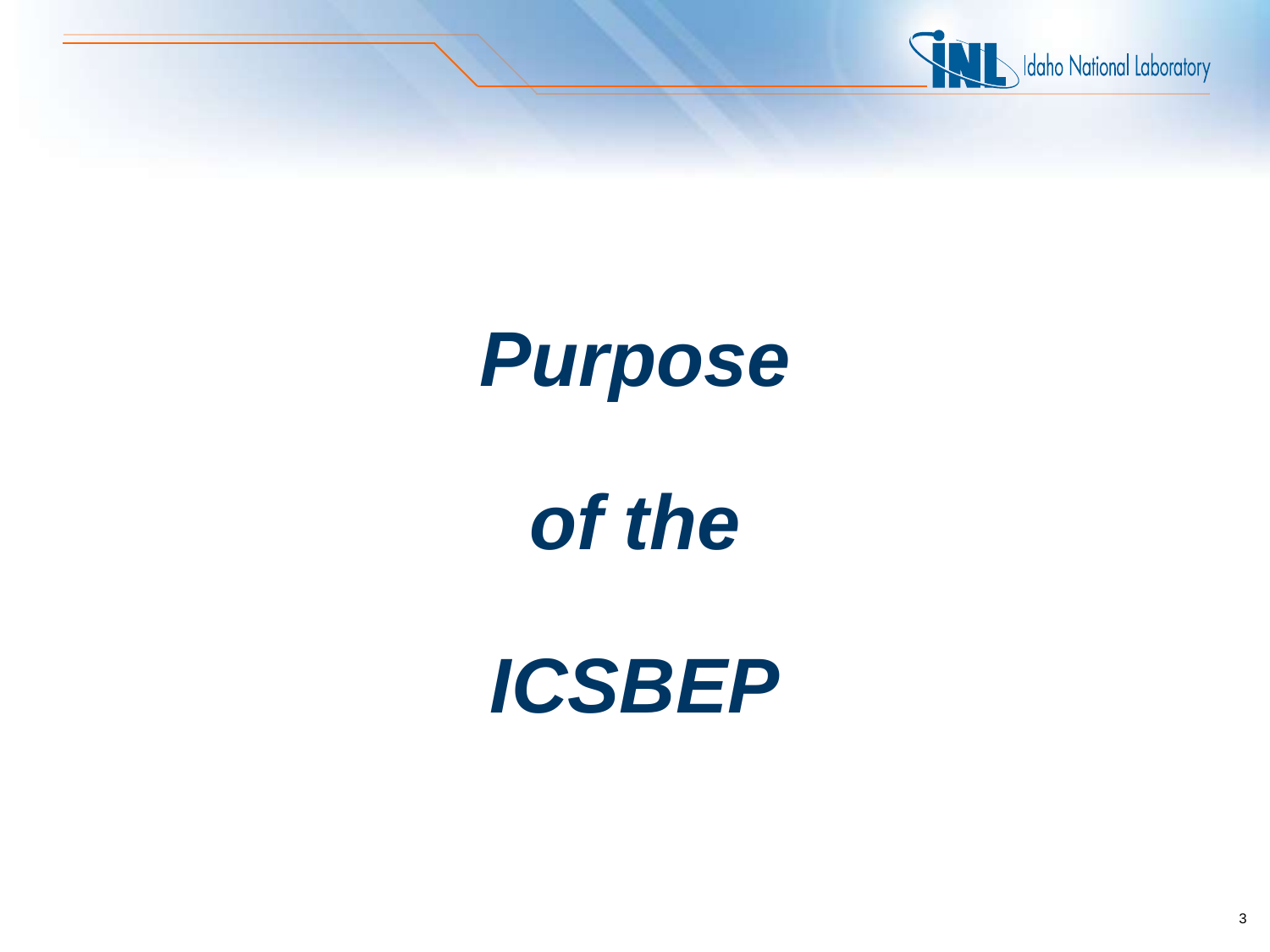# *Purpose*

# *of the*

# *ICSBEP*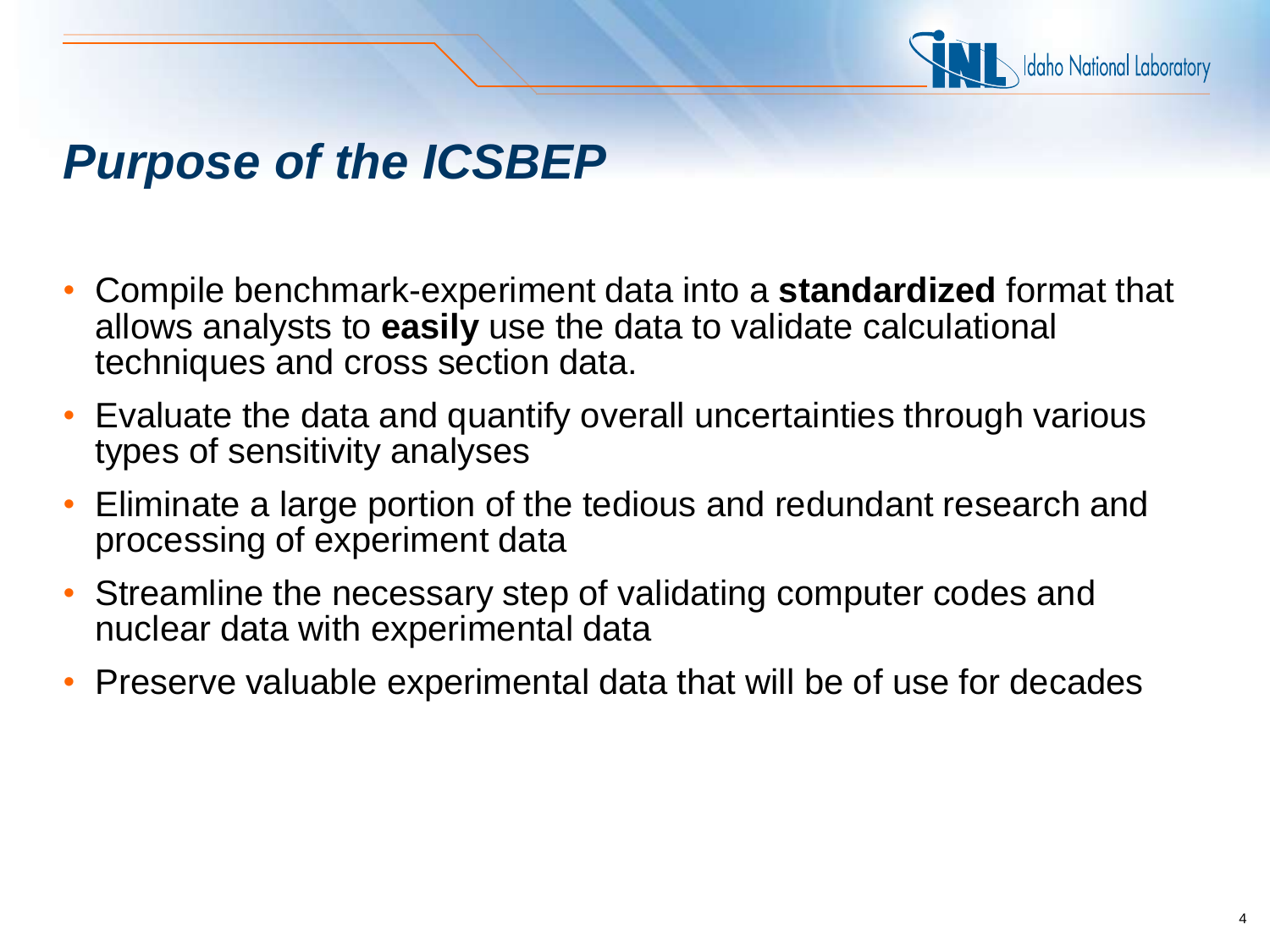# *Purpose of the ICSBEP*

- Compile benchmark-experiment data into a **standardized** format that allows analysts to **easily** use the data to validate calculational techniques and cross section data.
- Evaluate the data and quantify overall uncertainties through various types of sensitivity analyses
- Eliminate a large portion of the tedious and redundant research and processing of experiment data
- Streamline the necessary step of validating computer codes and nuclear data with experimental data
- Preserve valuable experimental data that will be of use for decades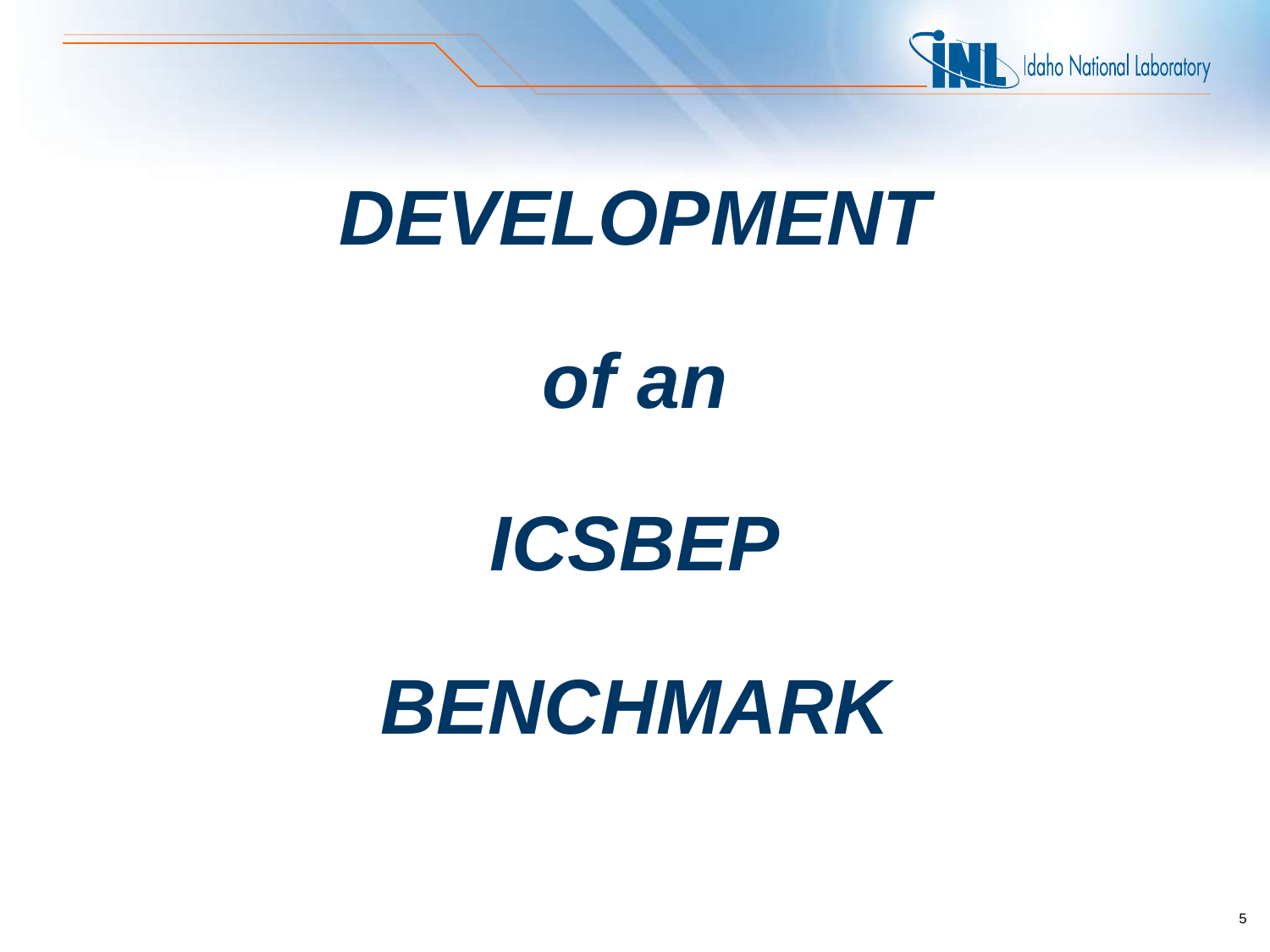# *DEVELOPMENT*

# *of an*

# *ICSBEP*

# *BENCHMARK*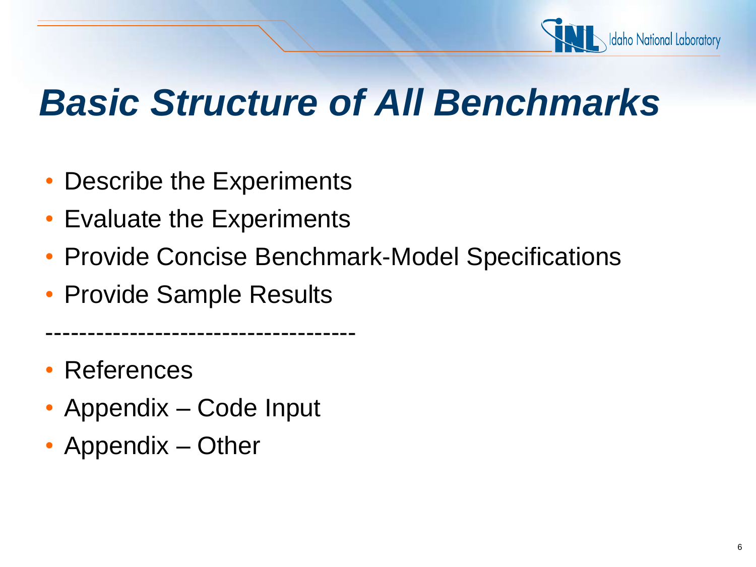# *Basic Structure of All Benchmarks*

- Describe the Experiments
- Evaluate the Experiments
- Provide Concise Benchmark-Model Specifications
- Provide Sample Results

-------------------------------------

- References
- Appendix – Code Input
- Appendix – Other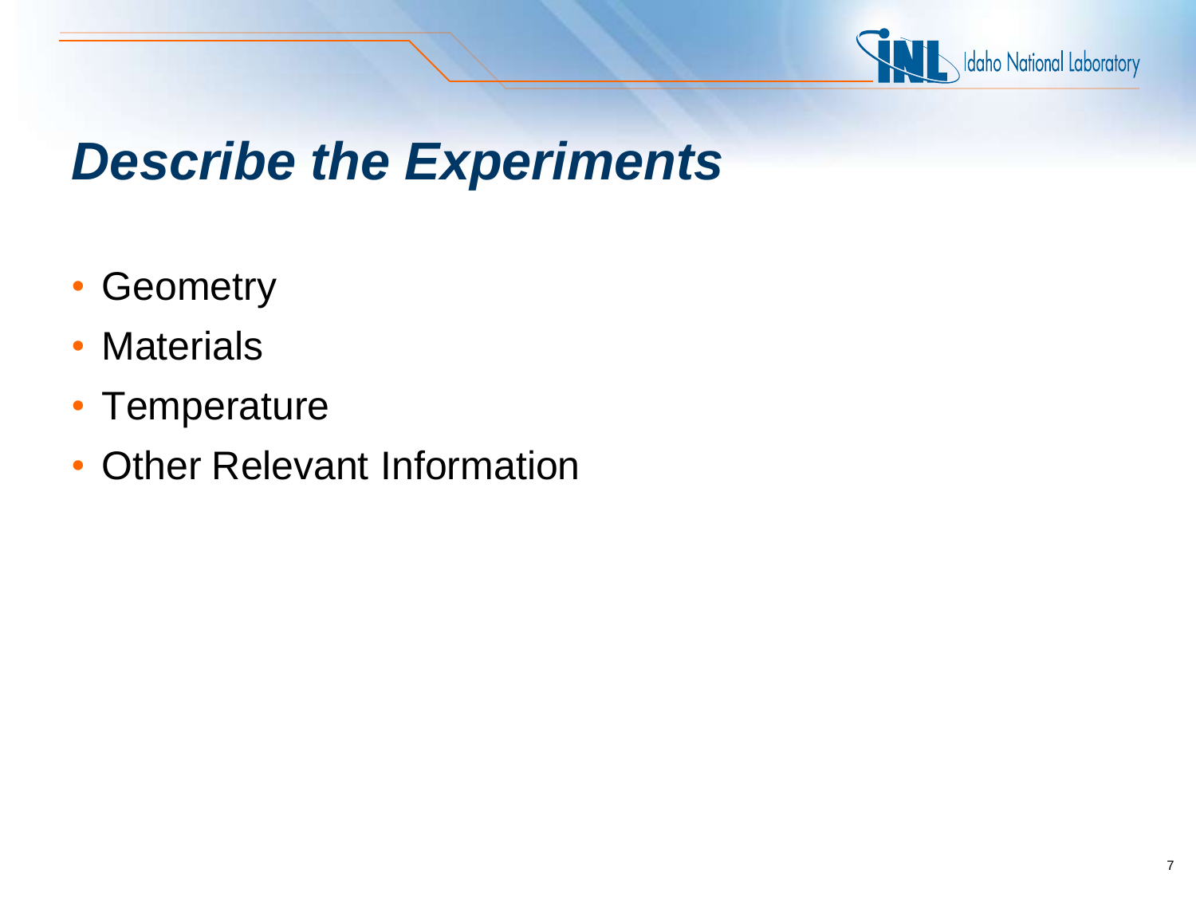# *Describe the Experiments*

- Geometry
- Materials
- Temperature
- Other Relevant Information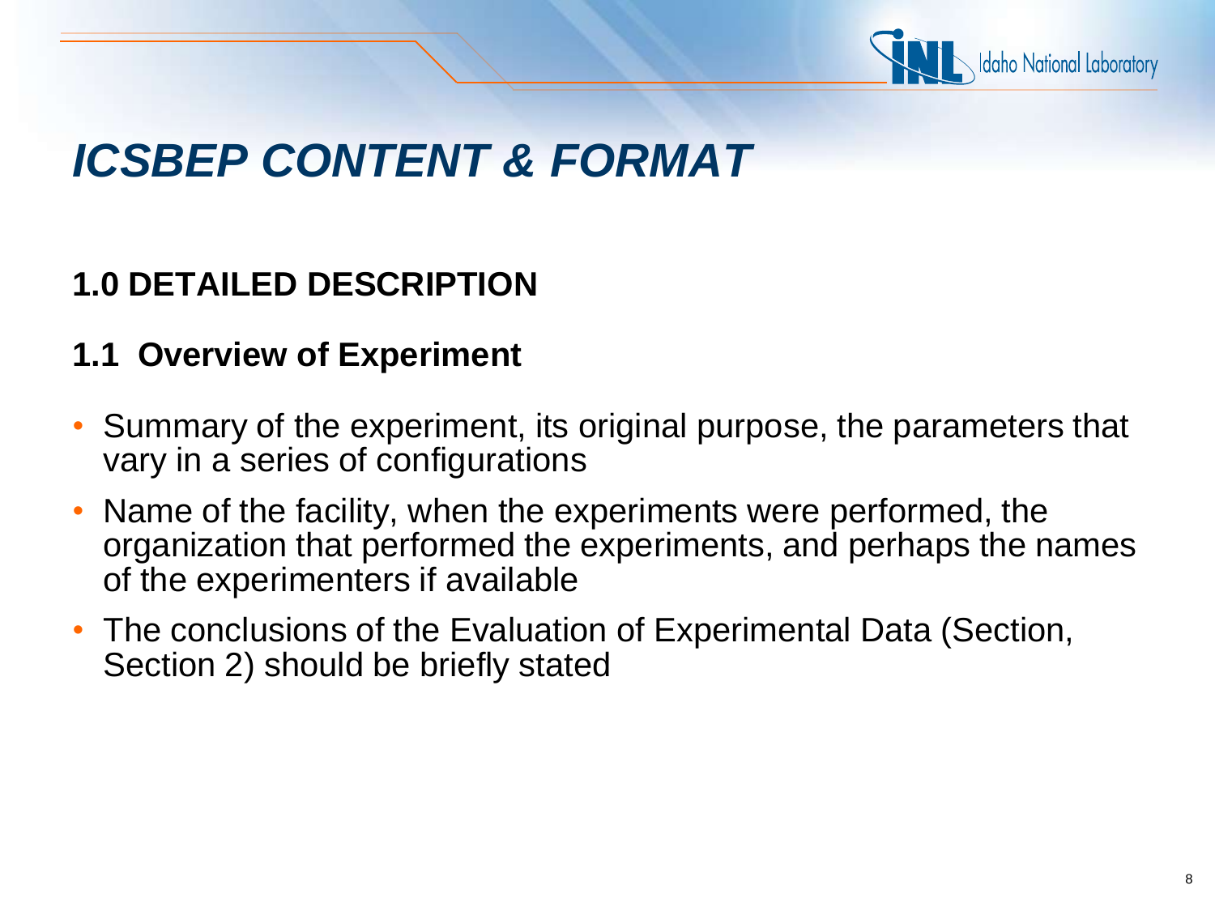# *ICSBEP CONTENT & FORMAT*

## 1.0 DETAILED DESCRIPTION

### 1.1 Overview of Experiment

- Summary of the experiment, its original purpose, the parameters that vary in a series of configurations
- Name of the facility, when the experiments were performed, the organization that performed the experiments, and perhaps the names of the experimenters if available
- The conclusions of the Evaluation of Experimental Data (Section, Section 2) should be briefly stated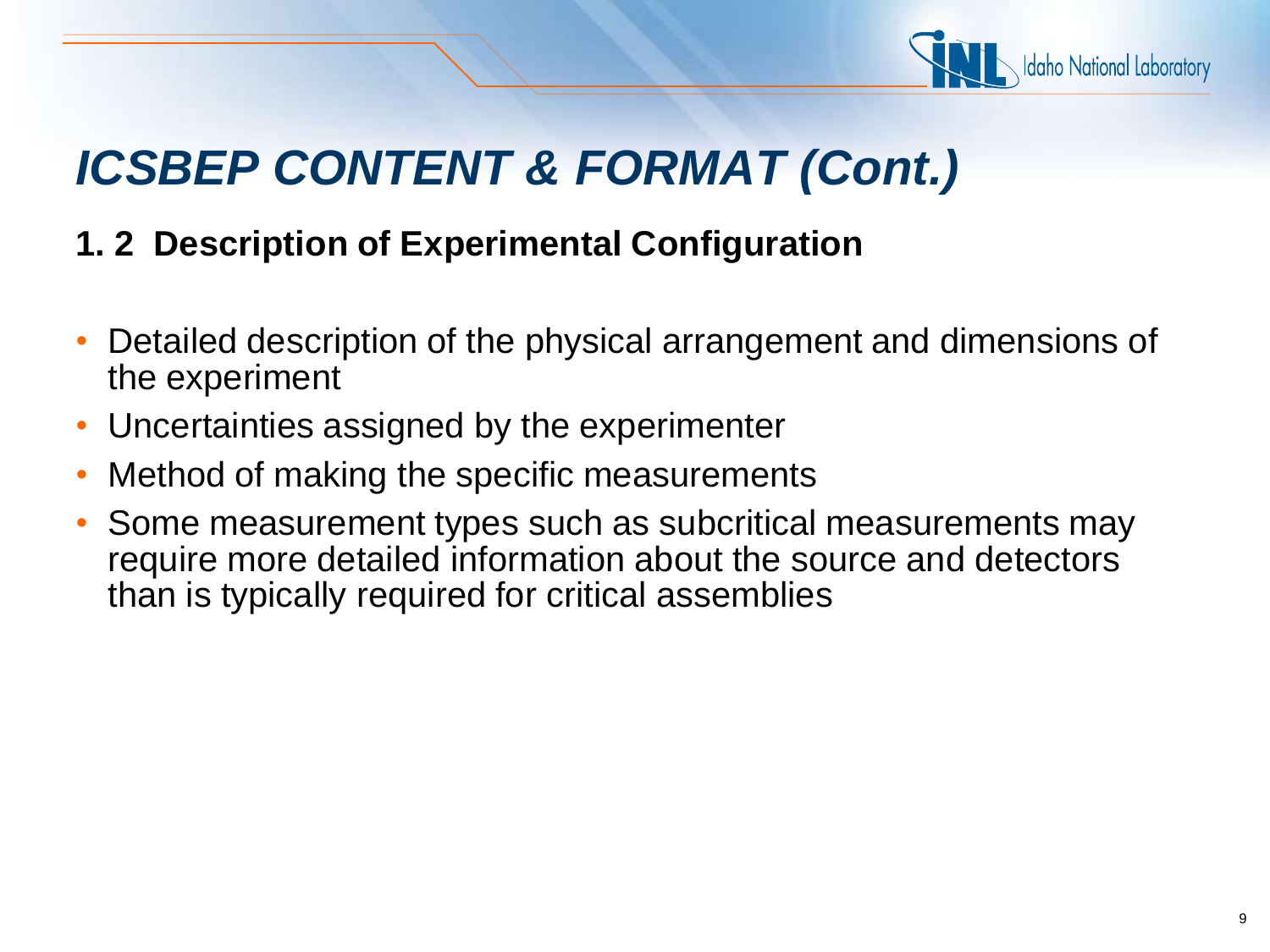# *ICSBEP CONTENT & FORMAT (Cont.)*

## 1. 2 Description of Experimental Configuration

- Detailed description of the physical arrangement and dimensions of the experiment
- Uncertainties assigned by the experimenter
- Method of making the specific measurements
- Some measurement types such as subcritical measurements may require more detailed information about the source and detectors than is typically required for critical assemblies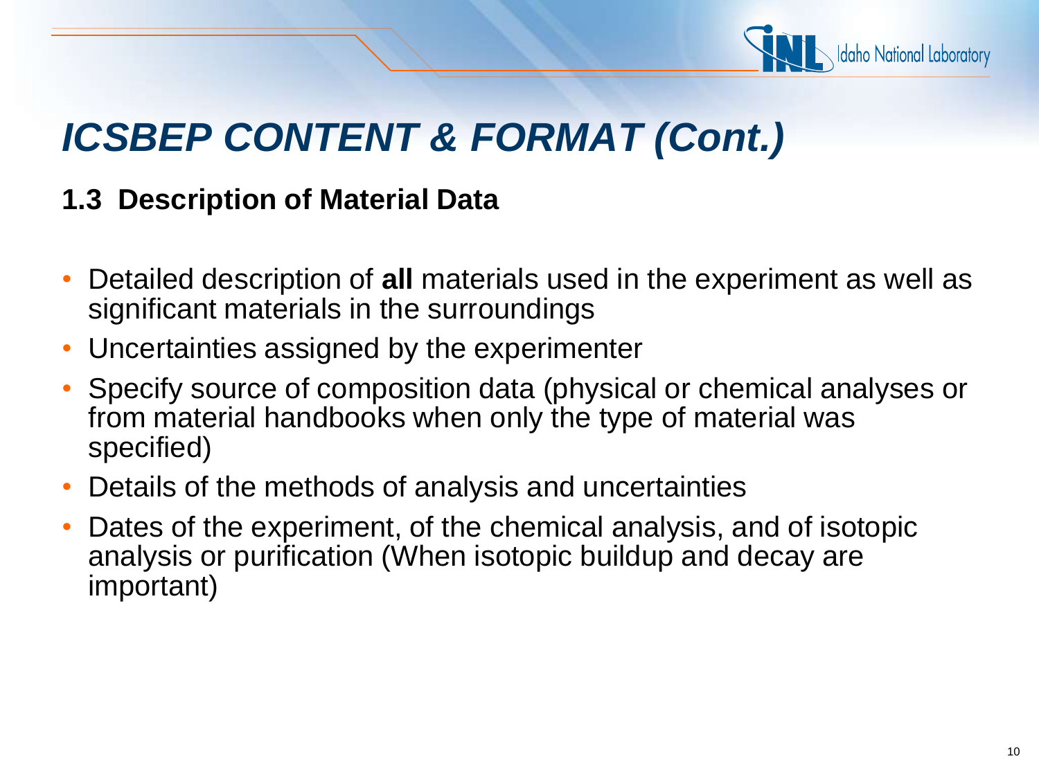# *ICSBEP CONTENT & FORMAT (Cont.)*

## 1.3 Description of Material Data

- Detailed description of **all** materials used in the experiment as well as significant materials in the surroundings
- Uncertainties assigned by the experimenter
- Specify source of composition data (physical or chemical analyses or from material handbooks when only the type of material was specified)
- Details of the methods of analysis and uncertainties
- Dates of the experiment, of the chemical analysis, and of isotopic analysis or purification (When isotopic buildup and decay are important)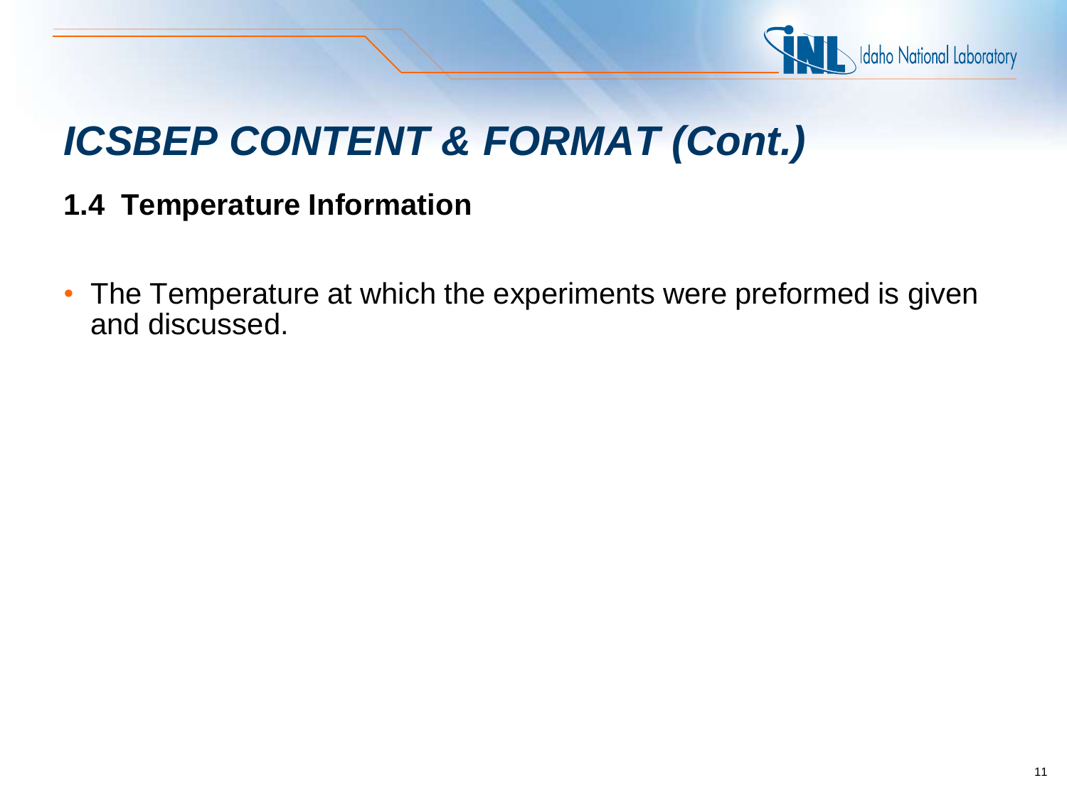# ICSBEP CONTENT & FORMAT (Cont.)

## 1.4 Temperature Information

- The Temperature at which the experiments were preformed is given and discussed.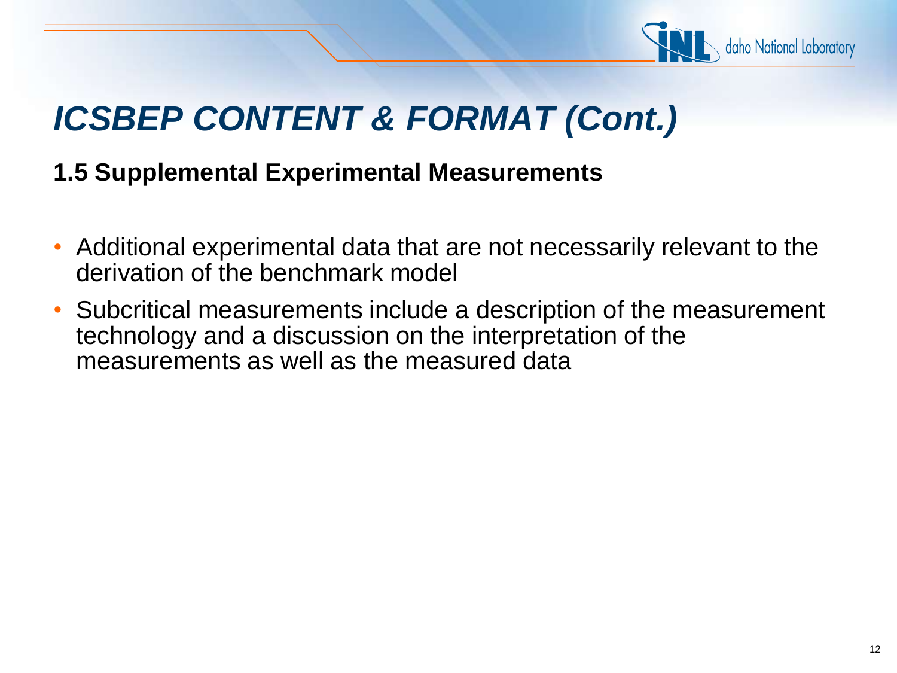# *ICSBEP CONTENT & FORMAT (Cont.)*

**1.5 Supplemental Experimental Measurements**

- Additional experimental data that are not necessarily relevant to the derivation of the benchmark model
- Subcritical measurements include a description of the measurement technology and a discussion on the interpretation of the measurements as well as the measured data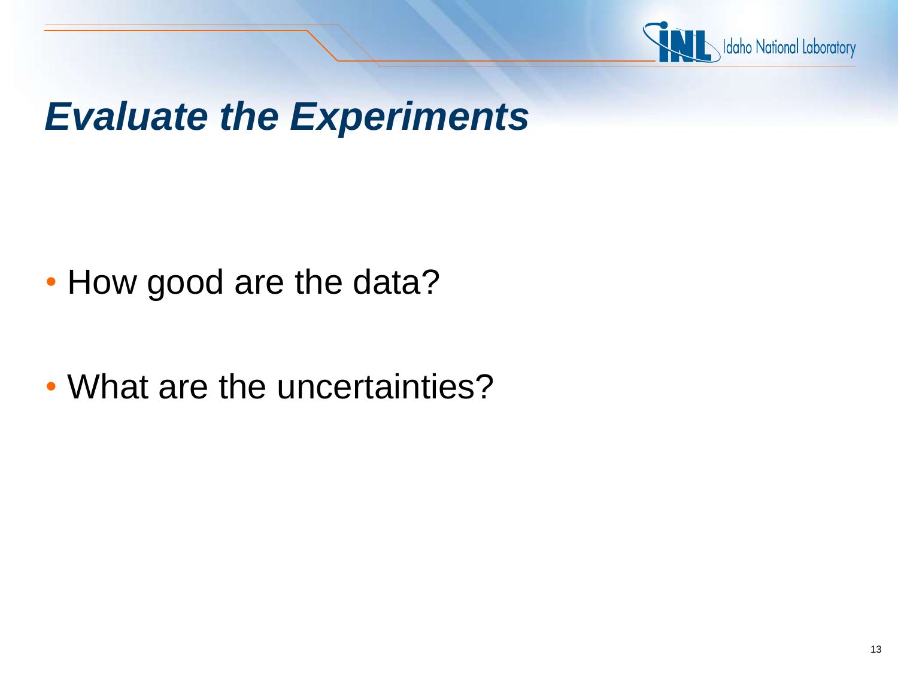# *Evaluate the Experiments*

- How good are the data?
- What are the uncertainties?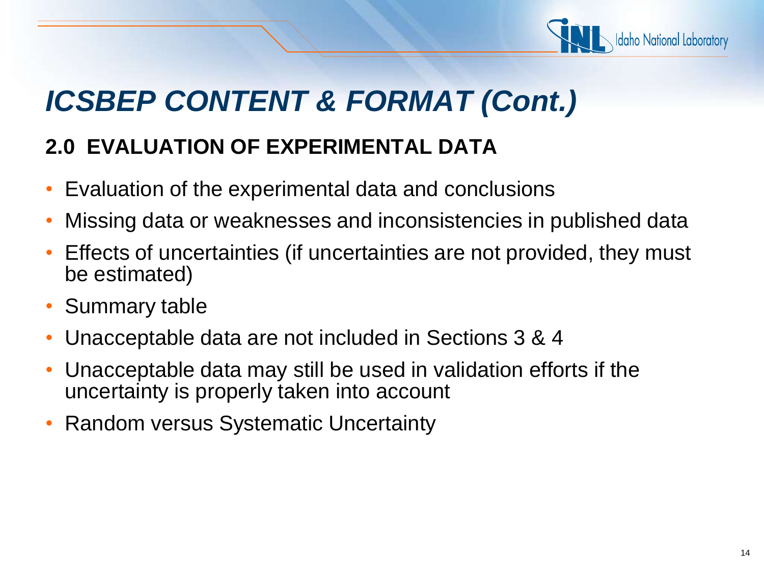# *ICSBEP CONTENT & FORMAT (Cont.)*

## 2.0 EVALUATION OF EXPERIMENTAL DATA

- Evaluation of the experimental data and conclusions
- Missing data or weaknesses and inconsistencies in published data
- Effects of uncertainties (if uncertainties are not provided, they must be estimated)
- Summary table
- Unacceptable data are not included in Sections 3 & 4
- Unacceptable data may still be used in validation efforts if the uncertainty is properly taken into account
- Random versus Systematic Uncertainty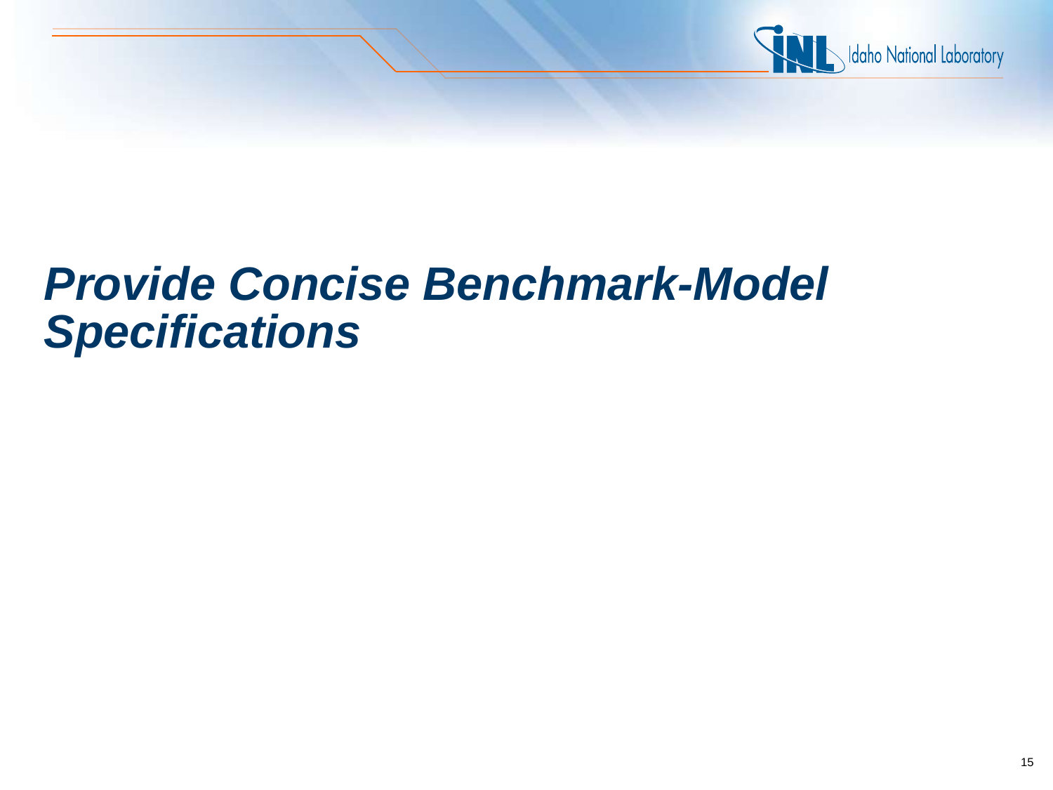# *Provide Concise Benchmark-Model Specifications*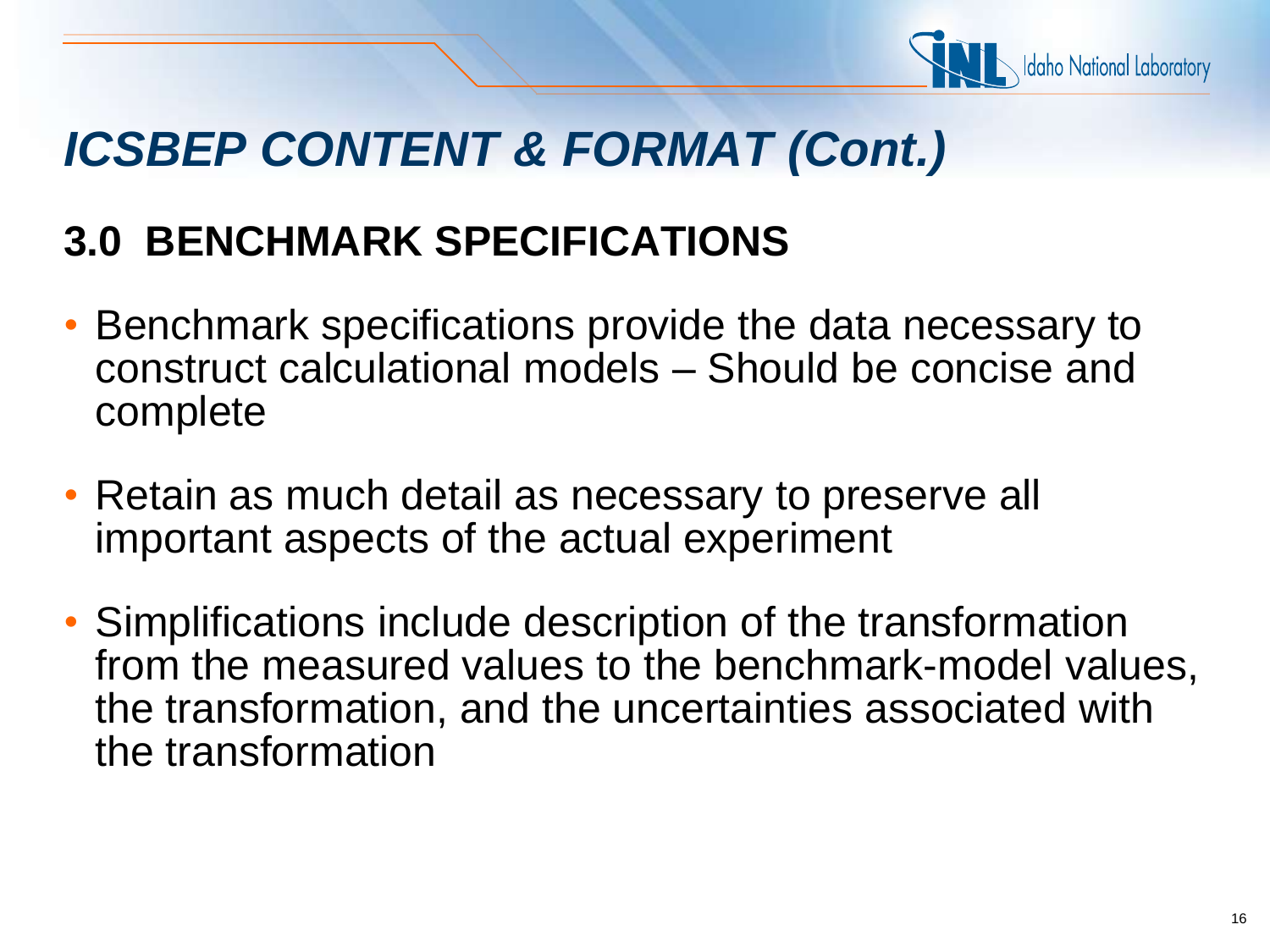# *ICSBEP CONTENT & FORMAT (Cont.)*

## 3.0 BENCHMARK SPECIFICATIONS

- Benchmark specifications provide the data necessary to construct calculational models – Should be concise and complete
- Retain as much detail as necessary to preserve all important aspects of the actual experiment
- Simplifications include description of the transformation from the measured values to the benchmark-model values, the transformation, and the uncertainties associated with the transformation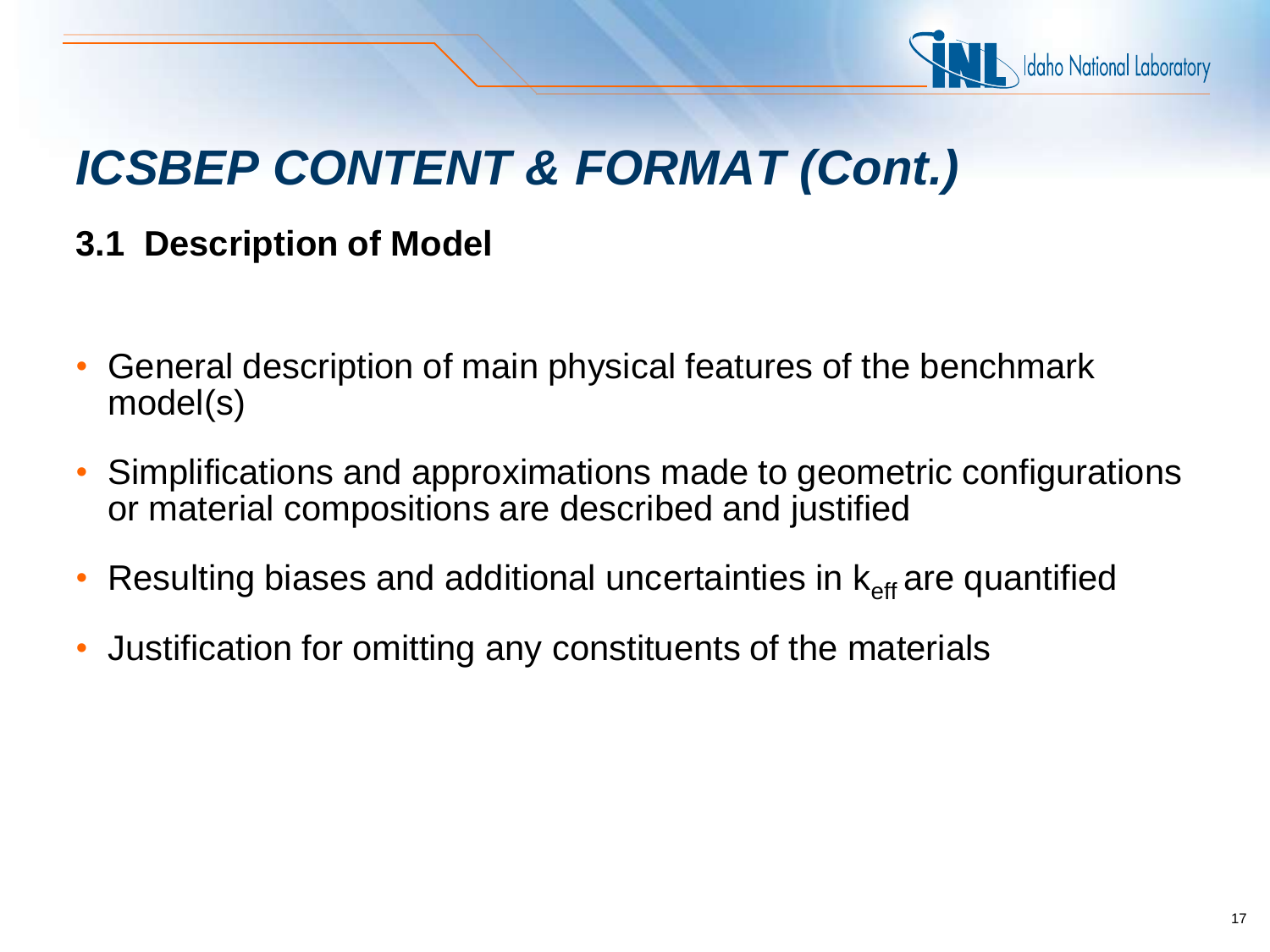# *ICSBEP CONTENT & FORMAT (Cont.)*

**3.1 Description of Model**

- General description of main physical features of the benchmark model(s)
- Simplifications and approximations made to geometric configurations or material compositions are described and justified
- Resulting biases and additional uncertainties in $k_{eff}$ are quantified
- Justification for omitting any constituents of the materials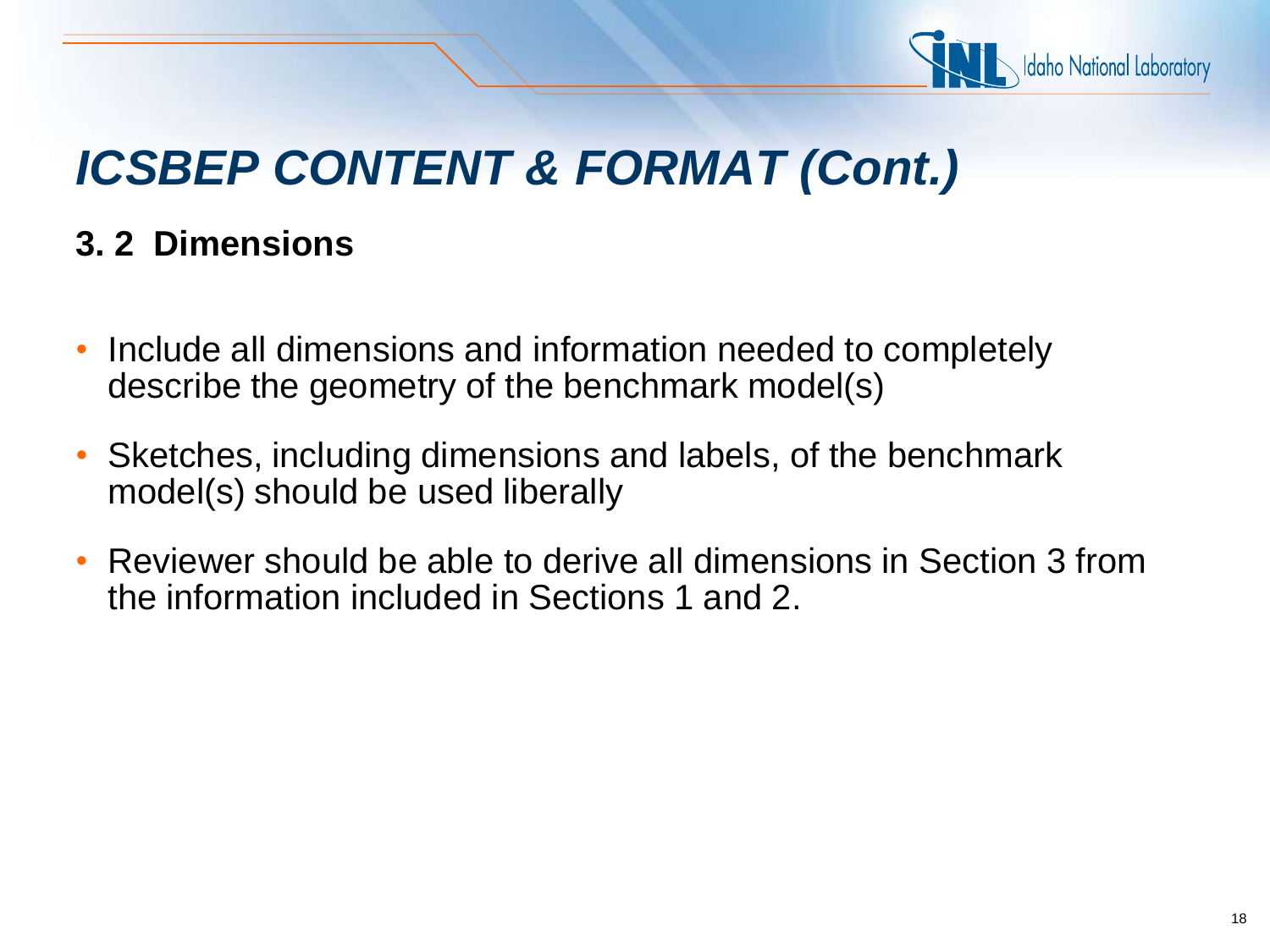# *ICSBEP CONTENT & FORMAT (Cont.)*

## 3. 2 Dimensions

- Include all dimensions and information needed to completely describe the geometry of the benchmark model(s)
- Sketches, including dimensions and labels, of the benchmark model(s) should be used liberally
- Reviewer should be able to derive all dimensions in Section 3 from the information included in Sections 1 and 2.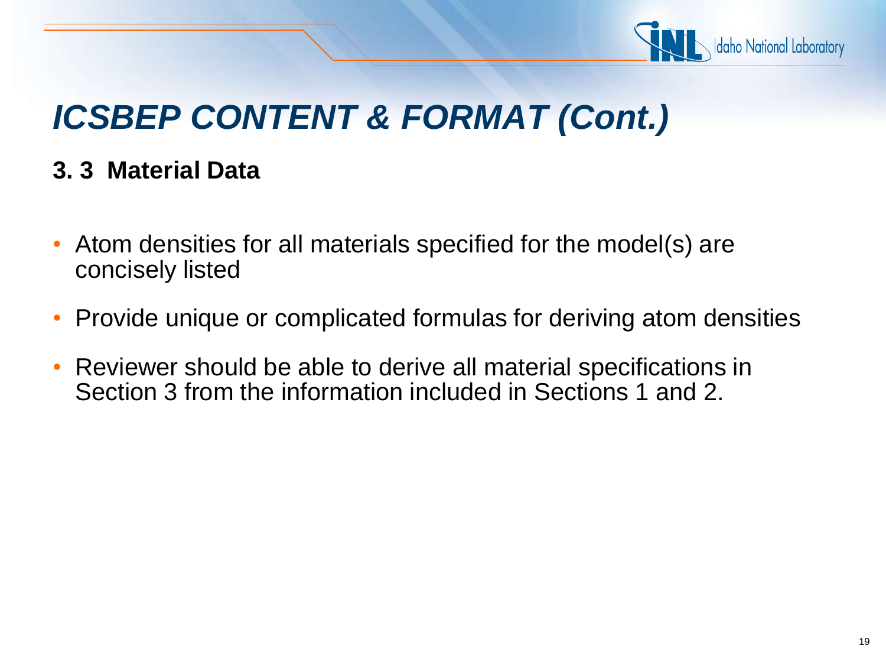# *ICSBEP CONTENT & FORMAT (Cont.)*

**3. 3 Material Data**

- Atom densities for all materials specified for the model(s) are concisely listed
- Provide unique or complicated formulas for deriving atom densities
- Reviewer should be able to derive all material specifications in Section 3 from the information included in Sections 1 and 2.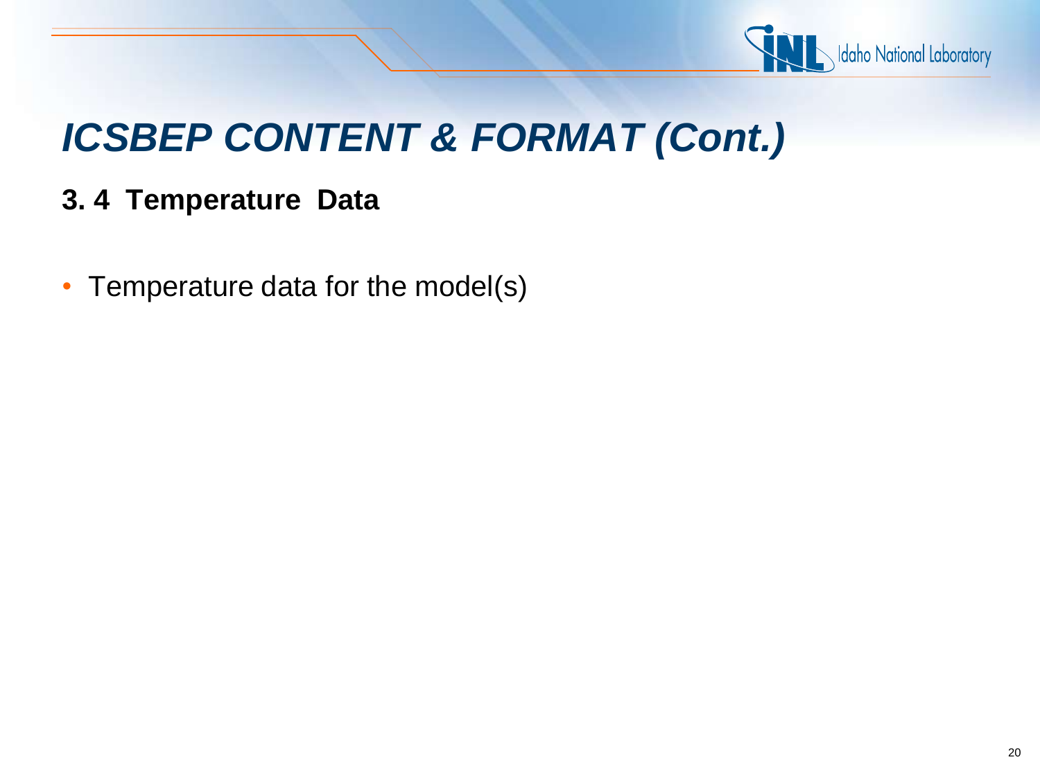# *ICSBEP CONTENT & FORMAT (Cont.)*

## 3. 4 Temperature Data

- Temperature data for the model(s)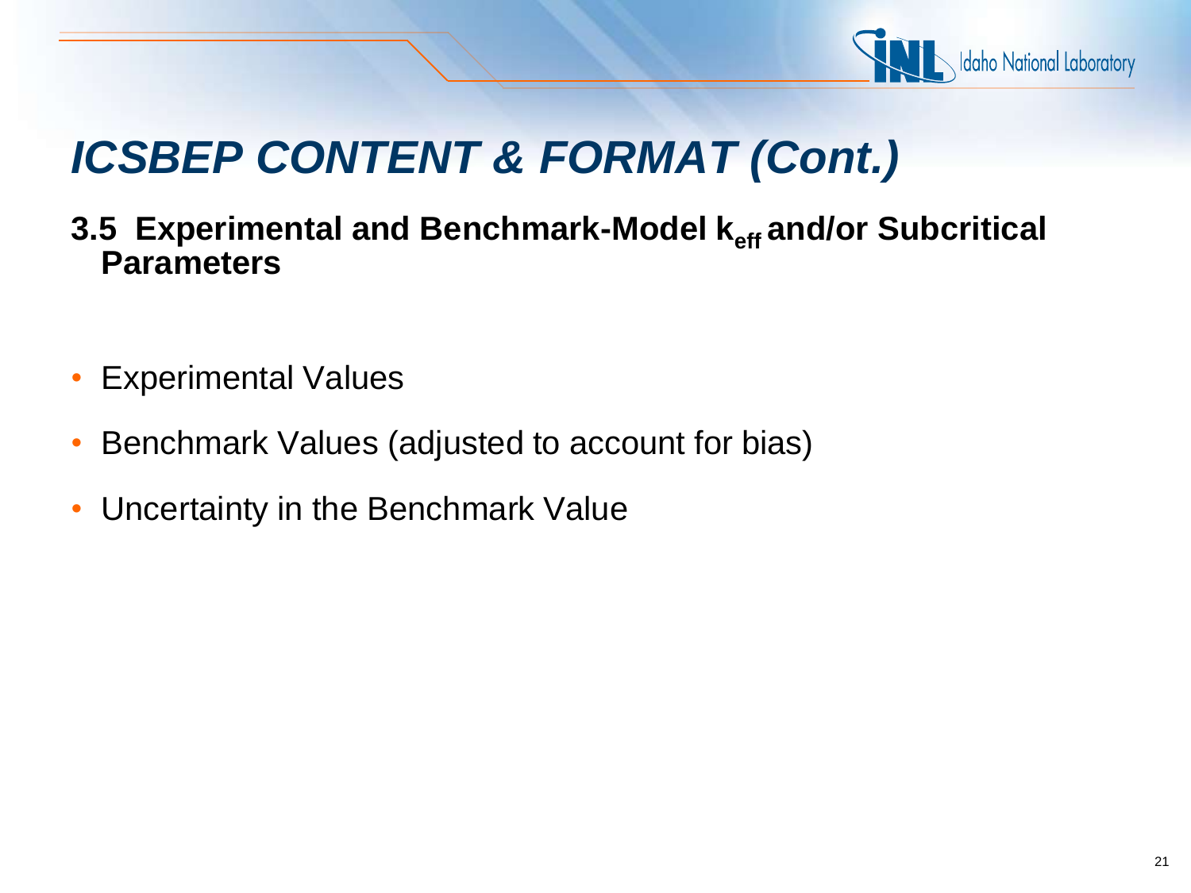# *ICSBEP CONTENT & FORMAT (Cont.)*

**3.5 Experimental and Benchmark-Model $k_{eff}$ and/or Subcritical Parameters**

- Experimental Values
- Benchmark Values (adjusted to account for bias)
- Uncertainty in the Benchmark Value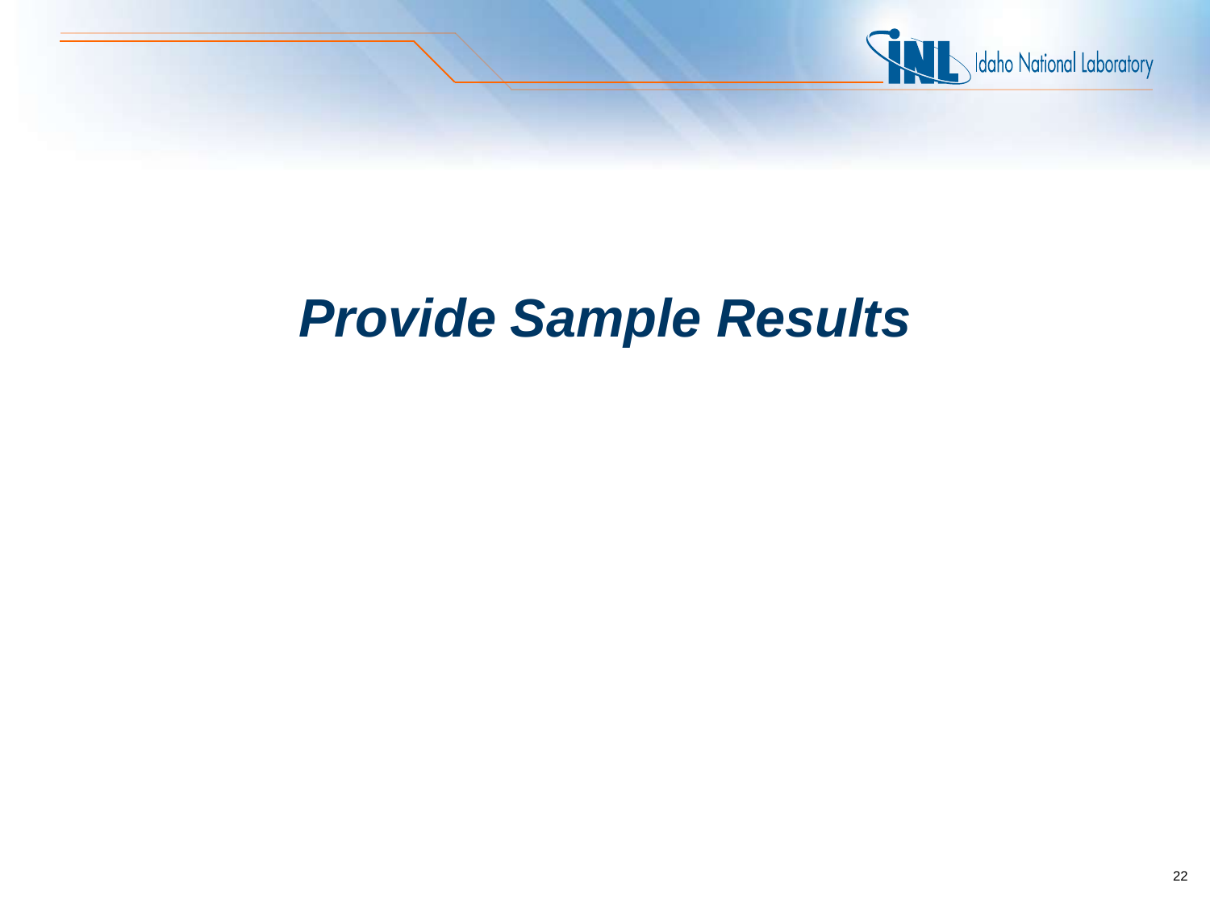# *Provide Sample Results*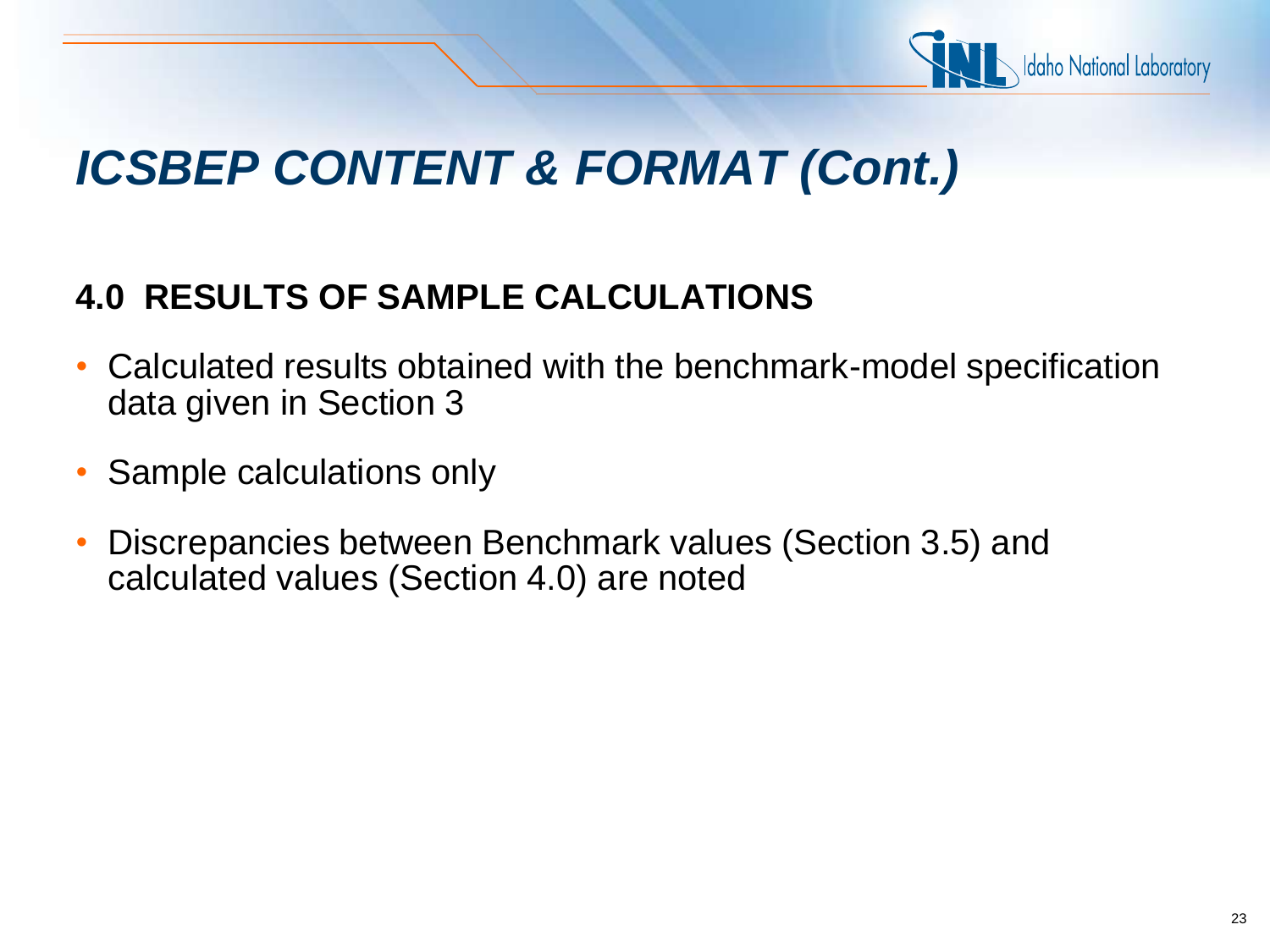# *ICSBEP CONTENT & FORMAT (Cont.)*

## 4.0 RESULTS OF SAMPLE CALCULATIONS

- Calculated results obtained with the benchmark-model specification data given in Section 3
- Sample calculations only
- Discrepancies between Benchmark values (Section 3.5) and calculated values (Section 4.0) are noted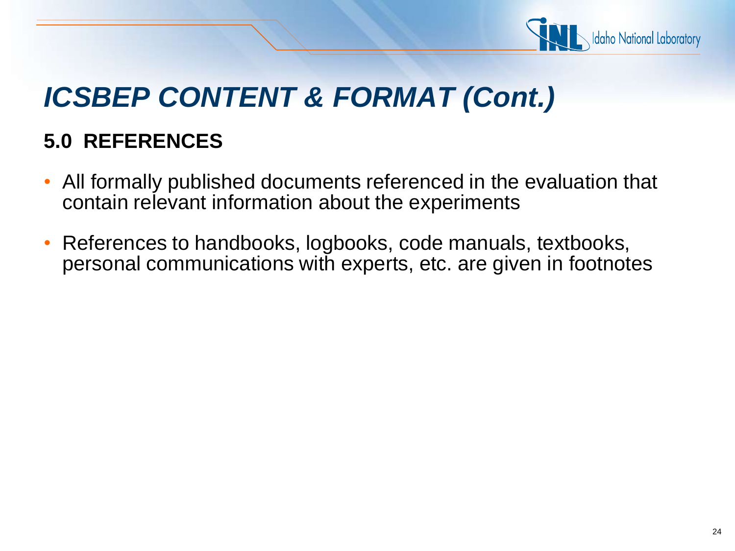# *ICSBEP CONTENT & FORMAT (Cont.)*

## 5.0 REFERENCES

- All formally published documents referenced in the evaluation that contain relevant information about the experiments
- References to handbooks, logbooks, code manuals, textbooks, personal communications with experts, etc. are given in footnotes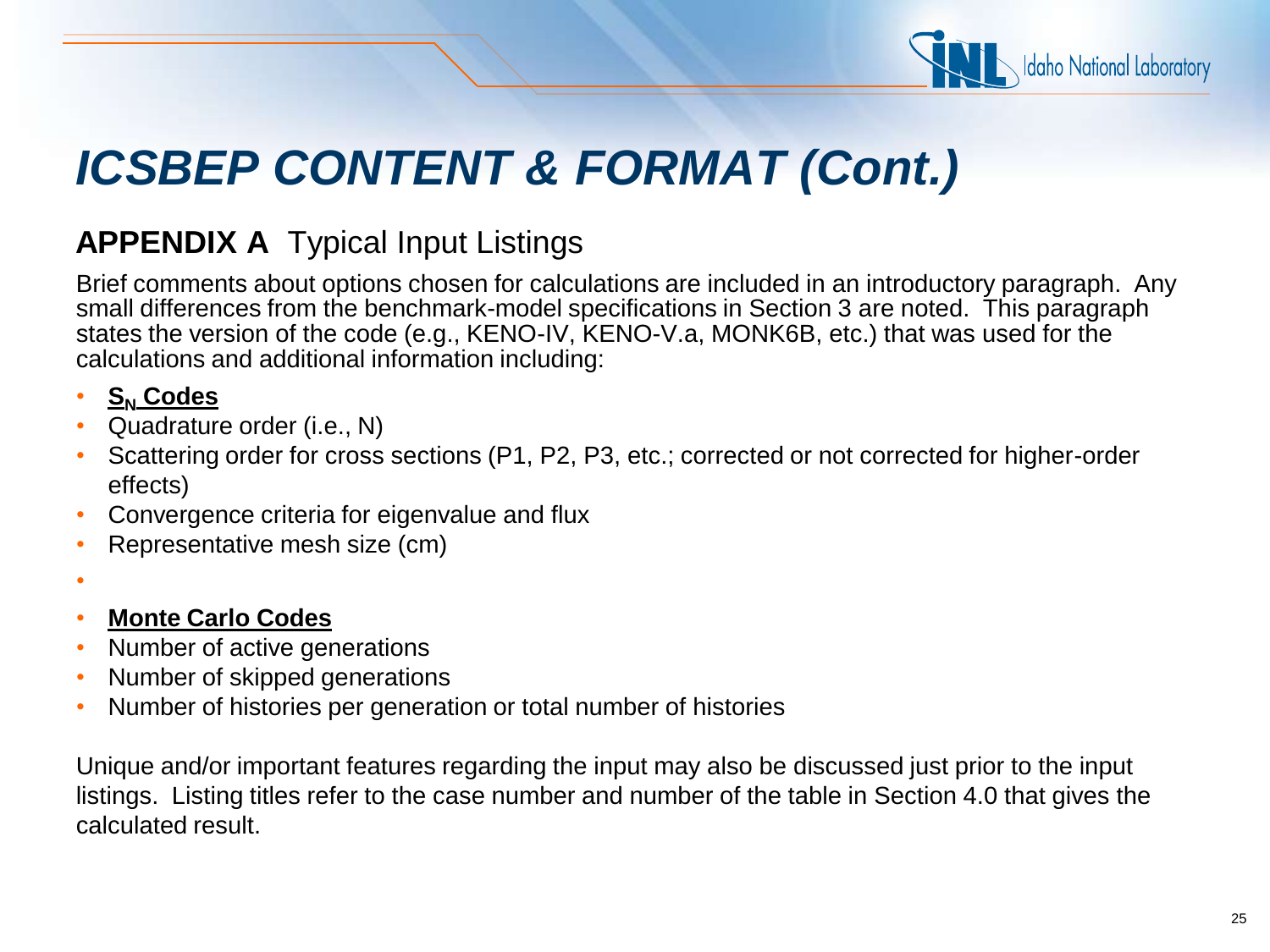# ICSBEP CONTENT & FORMAT (Cont.)

**APPENDIX A** Typical Input Listings

Brief comments about options chosen for calculations are included in an introductory paragraph. Any small differences from the benchmark-model specifications in Section 3 are noted. This paragraph states the version of the code (e.g., KENO-IV, KENO-V.a, MONK6B, etc.) that was used for the calculations and additional information including:

- **$S_N$ Codes**
- Quadrature order (i.e., N)
- Scattering order for cross sections (P1, P2, P3, etc.; corrected or not corrected for higher-order effects)
- Convergence criteria for eigenvalue and flux
- Representative mesh size (cm)

- **Monte Carlo Codes**
- Number of active generations
- Number of skipped generations
- Number of histories per generation or total number of histories

Unique and/or important features regarding the input may also be discussed just prior to the input listings. Listing titles refer to the case number and number of the table in Section 4.0 that gives the calculated result.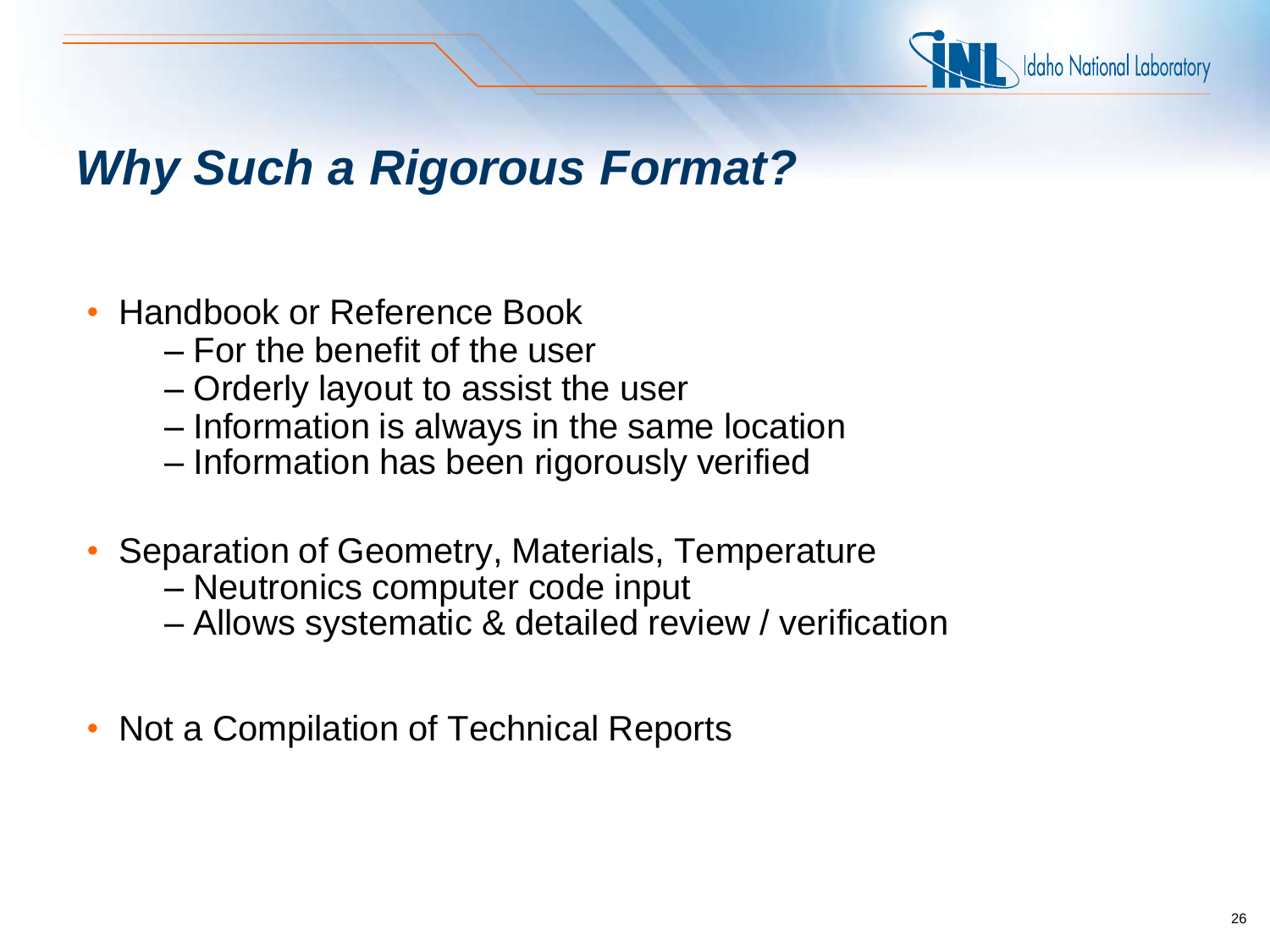# *Why Such a Rigorous Format?*

- Handbook or Reference Book
  - For the benefit of the user
  - Orderly layout to assist the user
  - Information is always in the same location
  - Information has been rigorously verified
- Separation of Geometry, Materials, Temperature
  - Neutronics computer code input
  - Allows systematic & detailed review / verification
- Not a Compilation of Technical Reports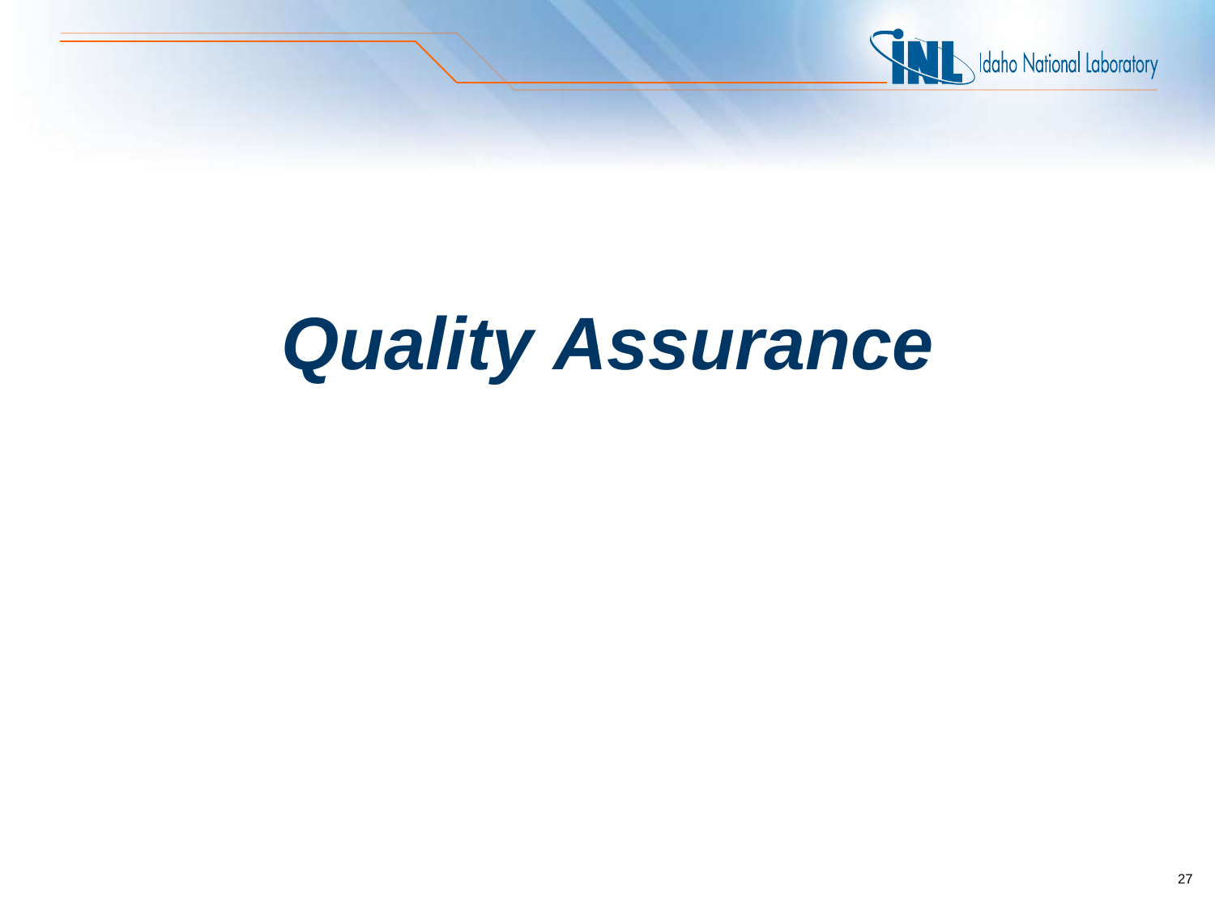# *Quality Assurance*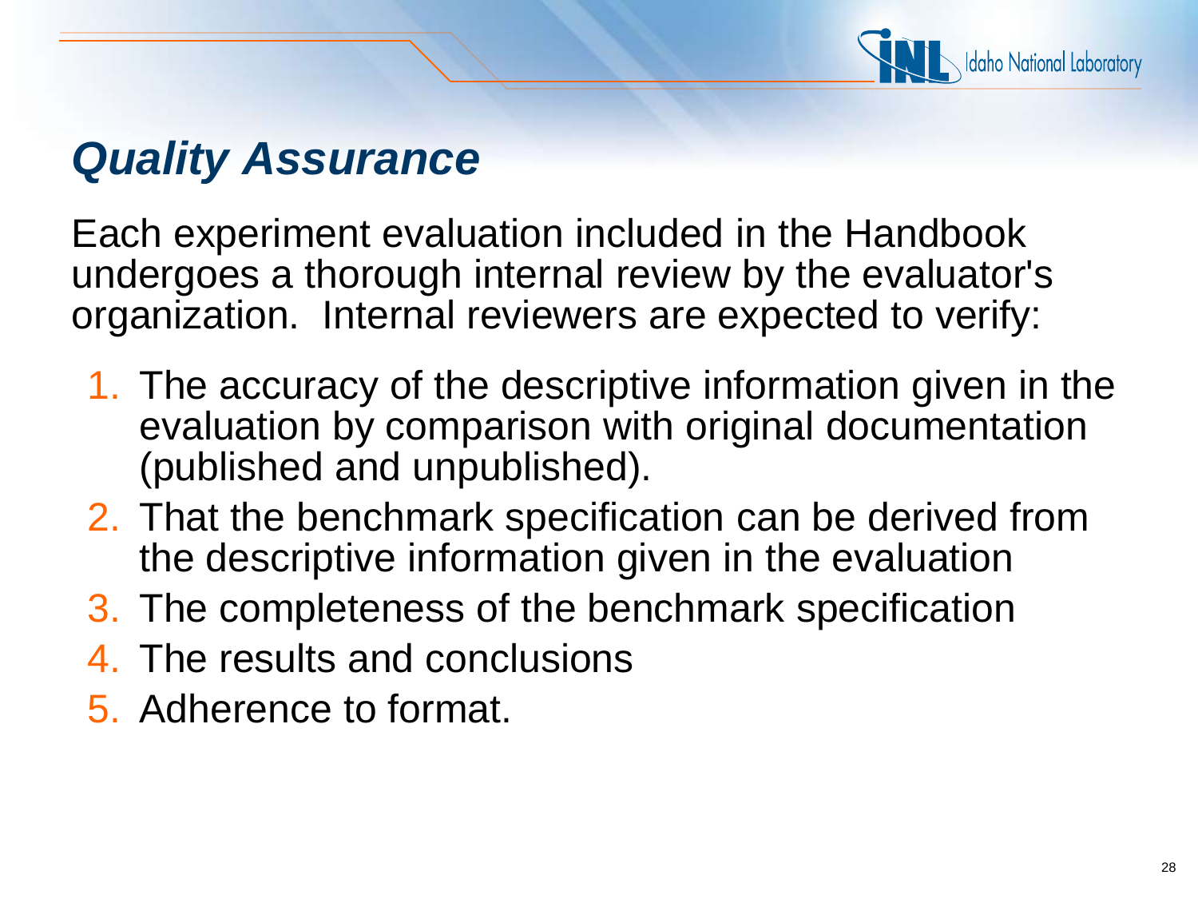## *Quality Assurance*

Each experiment evaluation included in the Handbook undergoes a thorough internal review by the evaluator's organization. Internal reviewers are expected to verify:

1. The accuracy of the descriptive information given in the evaluation by comparison with original documentation (published and unpublished).
2. That the benchmark specification can be derived from the descriptive information given in the evaluation
3. The completeness of the benchmark specification
4. The results and conclusions
5. Adherence to format.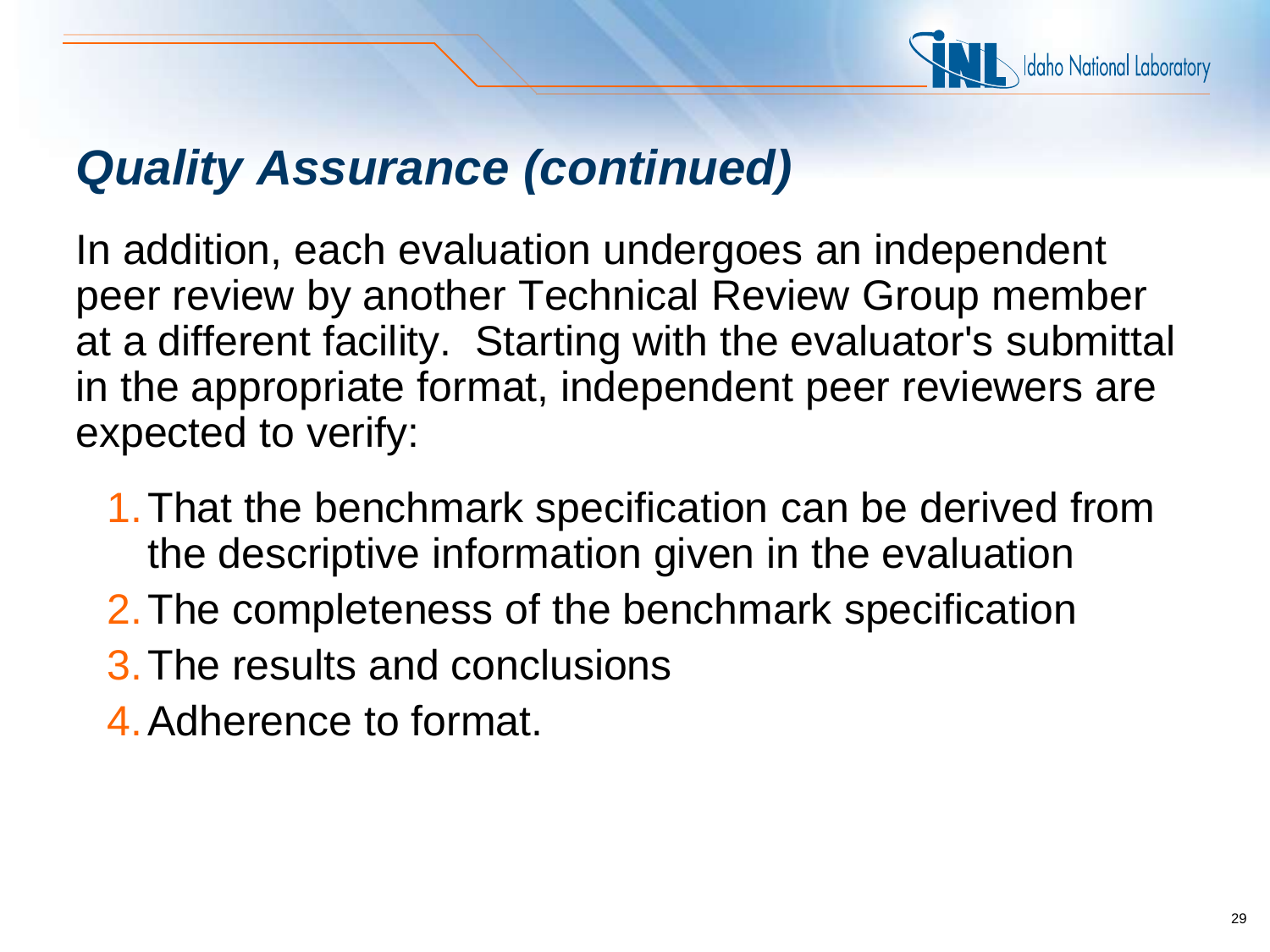## *Quality Assurance (continued)*

In addition, each evaluation undergoes an independent peer review by another Technical Review Group member at a different facility. Starting with the evaluator's submittal in the appropriate format, independent peer reviewers are expected to verify:

1. That the benchmark specification can be derived from the descriptive information given in the evaluation
2. The completeness of the benchmark specification
3. The results and conclusions
4. Adherence to format.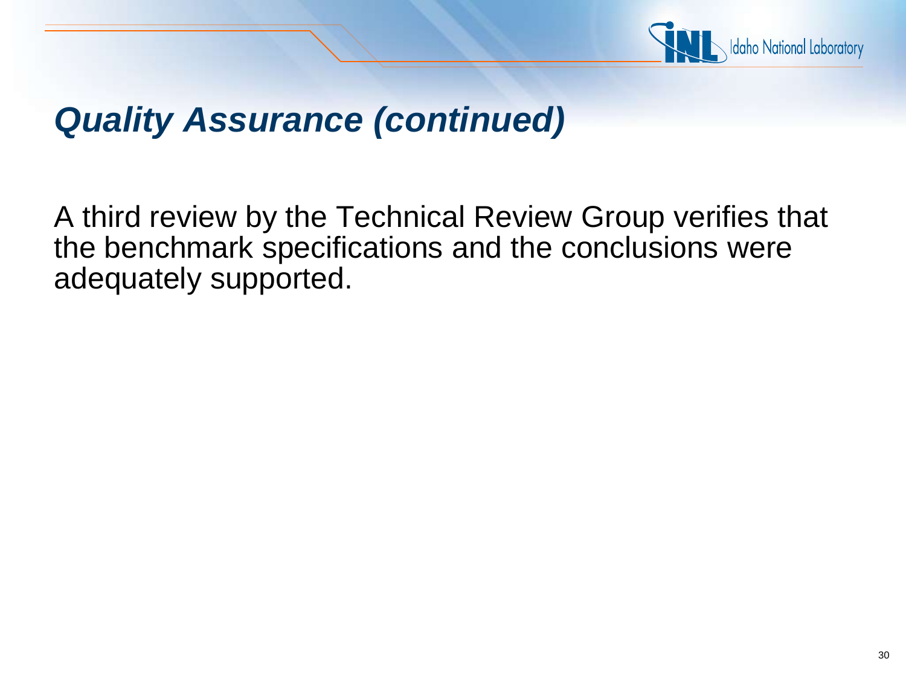## *Quality Assurance (continued)*

A third review by the Technical Review Group verifies that the benchmark specifications and the conclusions were adequately supported.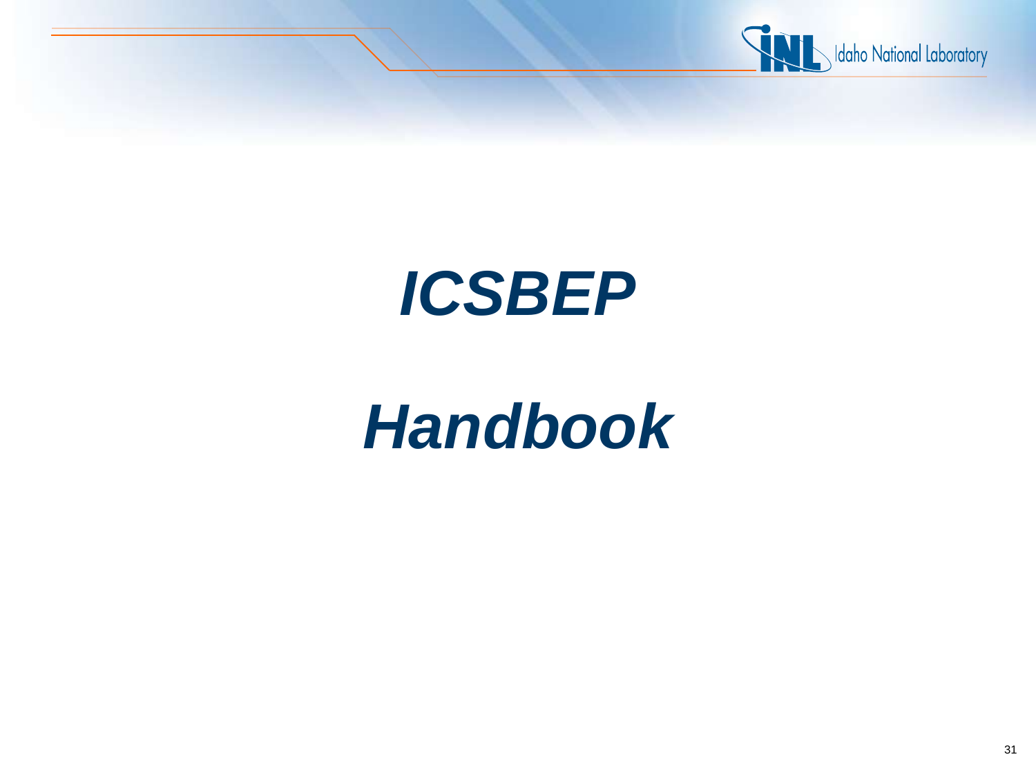# *ICSBEP*

# *Handbook*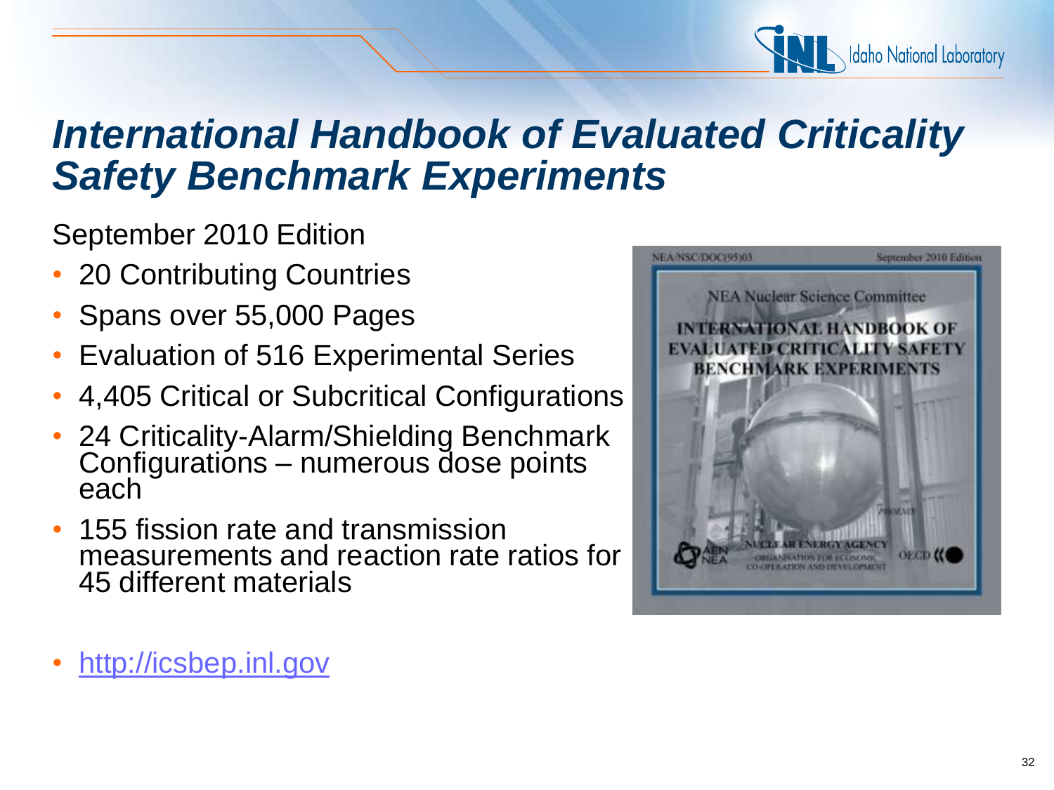# *International Handbook of Evaluated Criticality Safety Benchmark Experiments*

September 2010 Edition

- 20 Contributing Countries
- Spans over 55,000 Pages
- Evaluation of 516 Experimental Series
- 4,405 Critical or Subcritical Configurations
- 24 Criticality-Alarm/Shielding Benchmark Configurations – numerous dose points each
- 155 fission rate and transmission measurements and reaction rate ratios for 45 different materials

- http://icsbep.inl.gov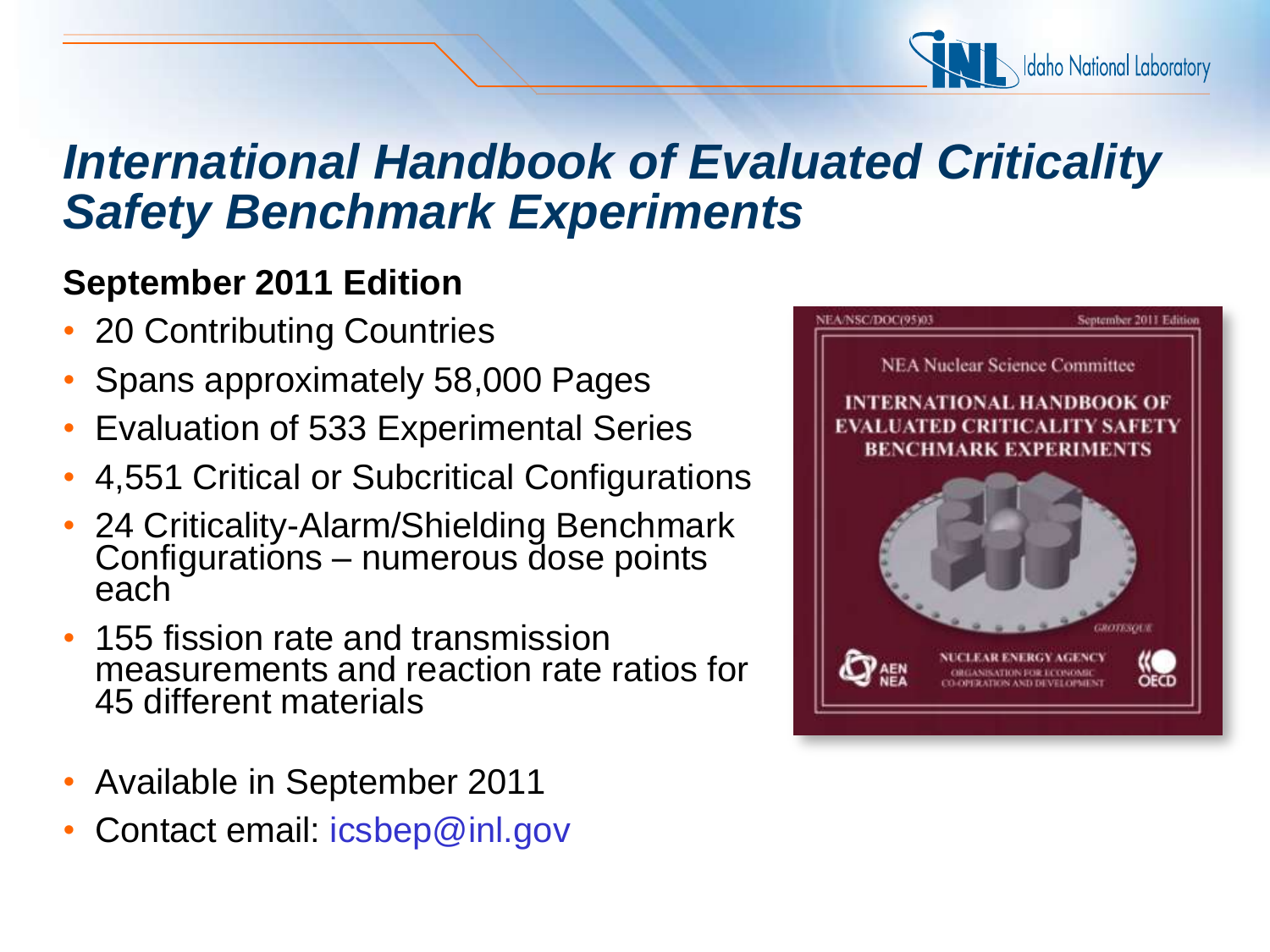# *International Handbook of Evaluated Criticality Safety Benchmark Experiments*

**September 2011 Edition**

- 20 Contributing Countries
- Spans approximately 58,000 Pages
- Evaluation of 533 Experimental Series
- 4,551 Critical or Subcritical Configurations
- 24 Criticality-Alarm/Shielding Benchmark Configurations – numerous dose points each
- 155 fission rate and transmission measurements and reaction rate ratios for 45 different materials

- Available in September 2011
- Contact email: icsbep@inl.gov